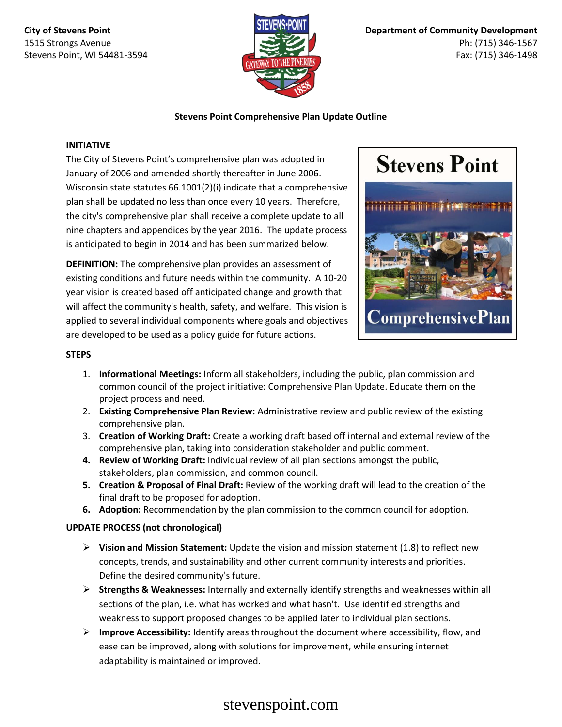**City of Stevens Point**
1515 Strongs Avenue
Stevens Point, WI 54481-3594

**Department of Community Development**
Ph: (715) 346-1567
Fax: (715) 346-1498

## Stevens Point Comprehensive Plan Update Outline

### INITIATIVE

The City of Stevens Point's comprehensive plan was adopted in January of 2006 and amended shortly thereafter in June 2006. Wisconsin state statutes 66.1001(2)(i) indicate that a comprehensive plan shall be updated no less than once every 10 years. Therefore, the city's comprehensive plan shall receive a complete update to all nine chapters and appendices by the year 2016. The update process is anticipated to begin in 2014 and has been summarized below.

**DEFINITION:** The comprehensive plan provides an assessment of existing conditions and future needs within the community. A 10-20 year vision is created based off anticipated change and growth that will affect the community's health, safety, and welfare. This vision is applied to several individual components where goals and objectives are developed to be used as a policy guide for future actions.

### STEPS

1. **Informational Meetings:** Inform all stakeholders, including the public, plan commission and common council of the project initiative: Comprehensive Plan Update. Educate them on the project process and need.
2. **Existing Comprehensive Plan Review:** Administrative review and public review of the existing comprehensive plan.
3. **Creation of Working Draft:** Create a working draft based off internal and external review of the comprehensive plan, taking into consideration stakeholder and public comment.
4. **Review of Working Draft:** Individual review of all plan sections amongst the public, stakeholders, plan commission, and common council.
5. **Creation & Proposal of Final Draft:** Review of the working draft will lead to the creation of the final draft to be proposed for adoption.
6. **Adoption:** Recommendation by the plan commission to the common council for adoption.

### UPDATE PROCESS (not chronological)

- **Vision and Mission Statement:** Update the vision and mission statement (1.8) to reflect new concepts, trends, and sustainability and other current community interests and priorities. Define the desired community's future.
- **Strengths & Weaknesses:** Internally and externally identify strengths and weaknesses within all sections of the plan, i.e. what has worked and what hasn't. Use identified strengths and weakness to support proposed changes to be applied later to individual plan sections.
- **Improve Accessibility:** Identify areas throughout the document where accessibility, flow, and ease can be improved, along with solutions for improvement, while ensuring internet adaptability is maintained or improved.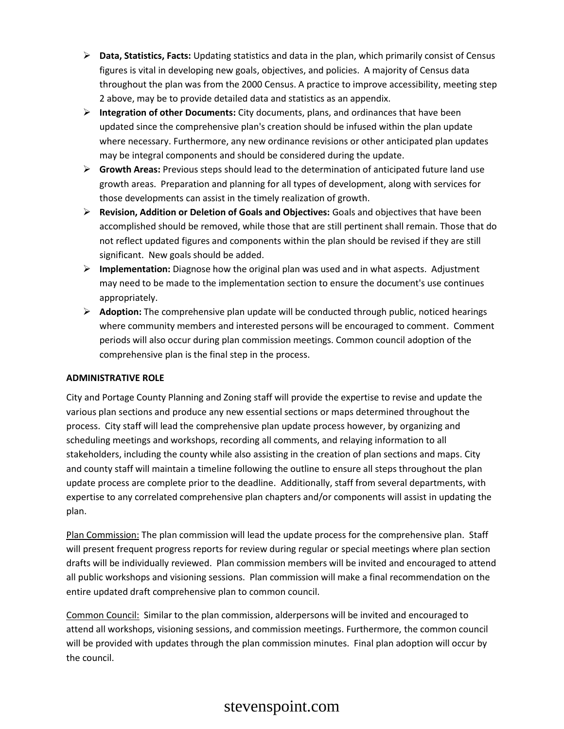- **Data, Statistics, Facts:** Updating statistics and data in the plan, which primarily consist of Census figures is vital in developing new goals, objectives, and policies. A majority of Census data throughout the plan was from the 2000 Census. A practice to improve accessibility, meeting step 2 above, may be to provide detailed data and statistics as an appendix.
- **Integration of other Documents:** City documents, plans, and ordinances that have been updated since the comprehensive plan's creation should be infused within the plan update where necessary. Furthermore, any new ordinance revisions or other anticipated plan updates may be integral components and should be considered during the update.
- **Growth Areas:** Previous steps should lead to the determination of anticipated future land use growth areas. Preparation and planning for all types of development, along with services for those developments can assist in the timely realization of growth.
- **Revision, Addition or Deletion of Goals and Objectives:** Goals and objectives that have been accomplished should be removed, while those that are still pertinent shall remain. Those that do not reflect updated figures and components within the plan should be revised if they are still significant. New goals should be added.
- **Implementation:** Diagnose how the original plan was used and in what aspects. Adjustment may need to be made to the implementation section to ensure the document's use continues appropriately.
- **Adoption:** The comprehensive plan update will be conducted through public, noticed hearings where community members and interested persons will be encouraged to comment. Comment periods will also occur during plan commission meetings. Common council adoption of the comprehensive plan is the final step in the process.

**ADMINISTRATIVE ROLE**

City and Portage County Planning and Zoning staff will provide the expertise to revise and update the various plan sections and produce any new essential sections or maps determined throughout the process. City staff will lead the comprehensive plan update process however, by organizing and scheduling meetings and workshops, recording all comments, and relaying information to all stakeholders, including the county while also assisting in the creation of plan sections and maps. City and county staff will maintain a timeline following the outline to ensure all steps throughout the plan update process are complete prior to the deadline. Additionally, staff from several departments, with expertise to any correlated comprehensive plan chapters and/or components will assist in updating the plan.

<u>Plan Commission:</u> The plan commission will lead the update process for the comprehensive plan. Staff will present frequent progress reports for review during regular or special meetings where plan section drafts will be individually reviewed. Plan commission members will be invited and encouraged to attend all public workshops and visioning sessions. Plan commission will make a final recommendation on the entire updated draft comprehensive plan to common council.

<u>Common Council:</u> Similar to the plan commission, alderpersons will be invited and encouraged to attend all workshops, visioning sessions, and commission meetings. Furthermore, the common council will be provided with updates through the plan commission minutes. Final plan adoption will occur by the council.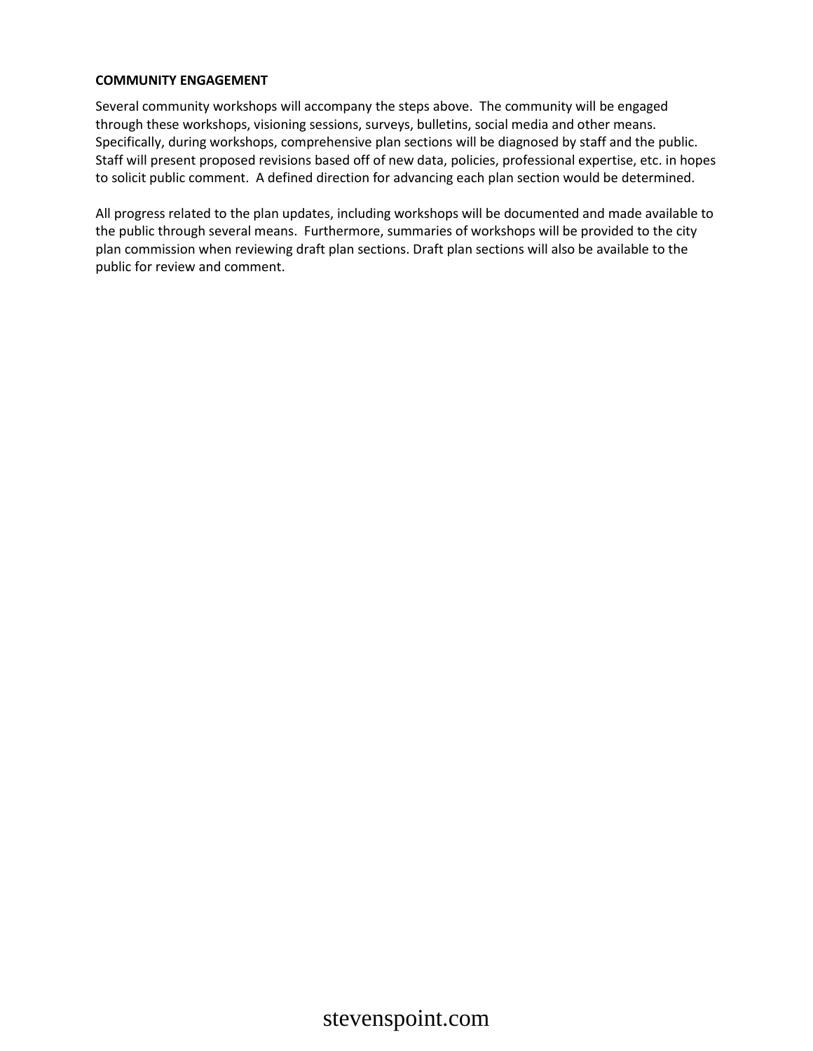**COMMUNITY ENGAGEMENT**

Several community workshops will accompany the steps above. The community will be engaged through these workshops, visioning sessions, surveys, bulletins, social media and other means. Specifically, during workshops, comprehensive plan sections will be diagnosed by staff and the public. Staff will present proposed revisions based off of new data, policies, professional expertise, etc. in hopes to solicit public comment. A defined direction for advancing each plan section would be determined.

All progress related to the plan updates, including workshops will be documented and made available to the public through several means. Furthermore, summaries of workshops will be provided to the city plan commission when reviewing draft plan sections. Draft plan sections will also be available to the public for review and comment.